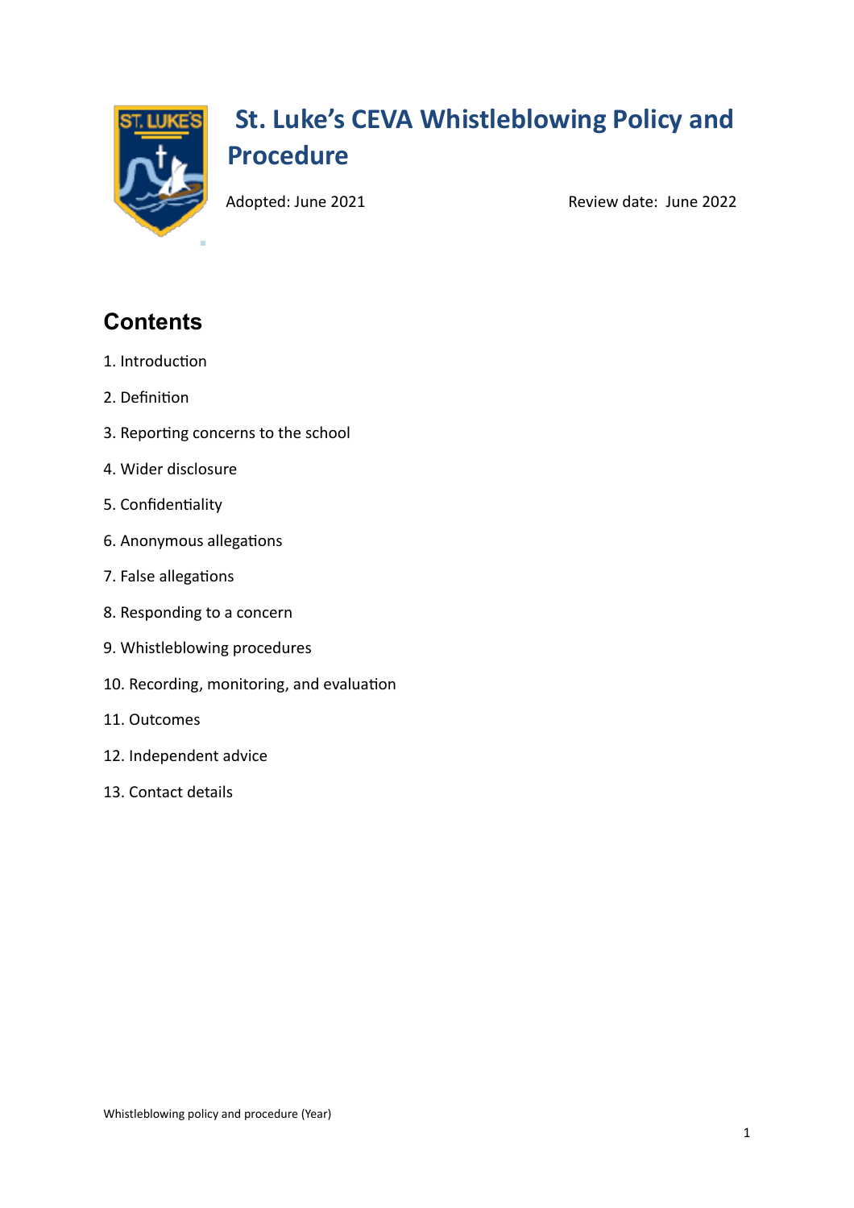# St. Luke's CEVA Whistleblowing Policy and Procedure

Adopted: June 2021 Review date: June 2022

## Contents

1. Introduction
2. Definition
3. Reporting concerns to the school
4. Wider disclosure
5. Confidentiality
6. Anonymous allegations
7. False allegations
8. Responding to a concern
9. Whistleblowing procedures
10. Recording, monitoring, and evaluation
11. Outcomes
12. Independent advice
13. Contact details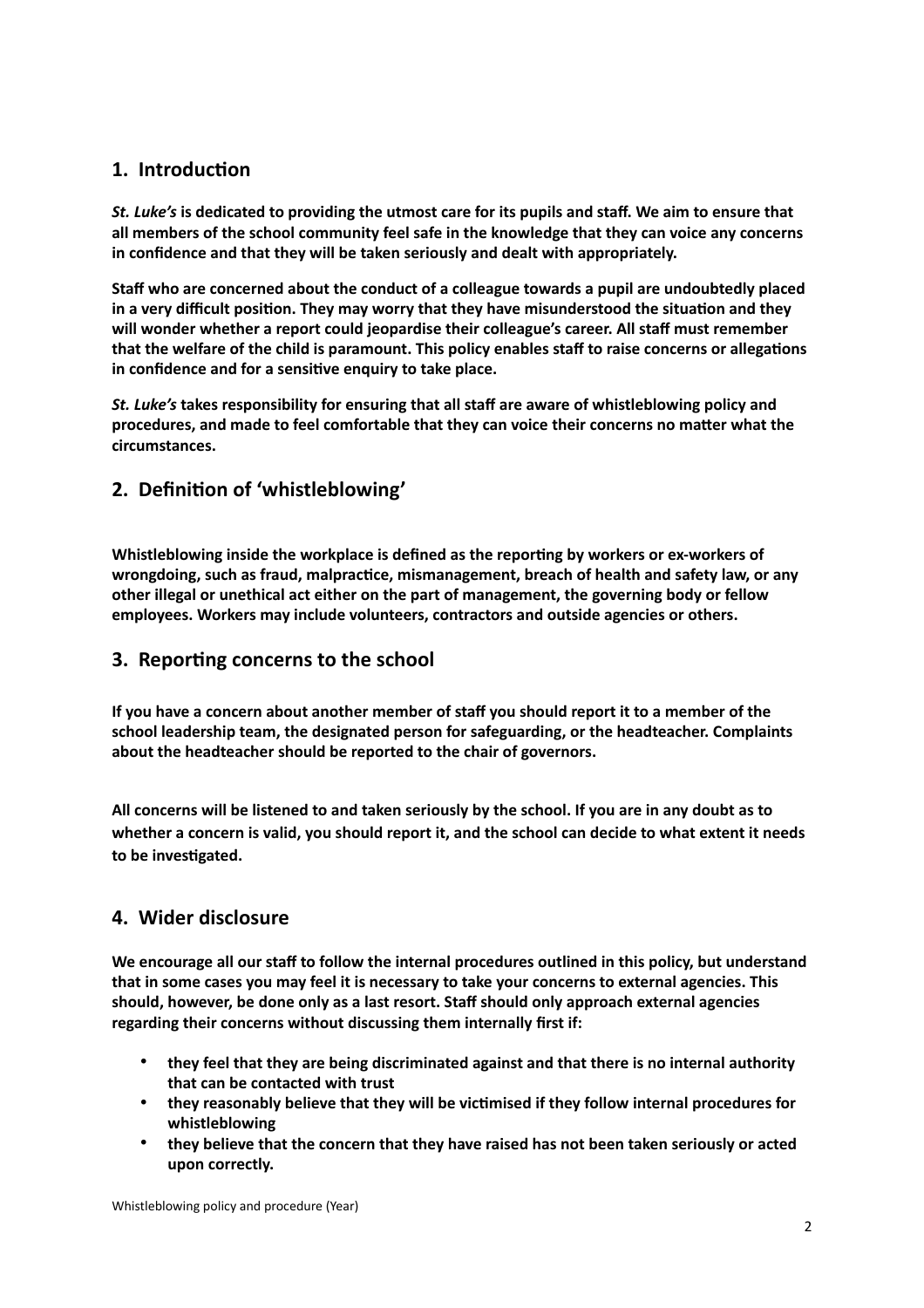## 1. Introduction

***St. Luke's* is dedicated to providing the utmost care for its pupils and staff. We aim to ensure that all members of the school community feel safe in the knowledge that they can voice any concerns in confidence and that they will be taken seriously and dealt with appropriately.**

**Staff who are concerned about the conduct of a colleague towards a pupil are undoubtedly placed in a very difficult position. They may worry that they have misunderstood the situation and they will wonder whether a report could jeopardise their colleague's career. All staff must remember that the welfare of the child is paramount. This policy enables staff to raise concerns or allegations in confidence and for a sensitive enquiry to take place.**

***St. Luke's* takes responsibility for ensuring that all staff are aware of whistleblowing policy and procedures, and made to feel comfortable that they can voice their concerns no matter what the circumstances.**

## 2. Definition of 'whistleblowing'

**Whistleblowing inside the workplace is defined as the reporting by workers or ex-workers of wrongdoing, such as fraud, malpractice, mismanagement, breach of health and safety law, or any other illegal or unethical act either on the part of management, the governing body or fellow employees. Workers may include volunteers, contractors and outside agencies or others.**

## 3. Reporting concerns to the school

**If you have a concern about another member of staff you should report it to a member of the school leadership team, the designated person for safeguarding, or the headteacher. Complaints about the headteacher should be reported to the chair of governors.**

**All concerns will be listened to and taken seriously by the school. If you are in any doubt as to whether a concern is valid, you should report it, and the school can decide to what extent it needs to be investigated.**

## 4. Wider disclosure

**We encourage all our staff to follow the internal procedures outlined in this policy, but understand that in some cases you may feel it is necessary to take your concerns to external agencies. This should, however, be done only as a last resort. Staff should only approach external agencies regarding their concerns without discussing them internally first if:**

- **they feel that they are being discriminated against and that there is no internal authority that can be contacted with trust**
- **they reasonably believe that they will be victimised if they follow internal procedures for whistleblowing**
- **they believe that the concern that they have raised has not been taken seriously or acted upon correctly.**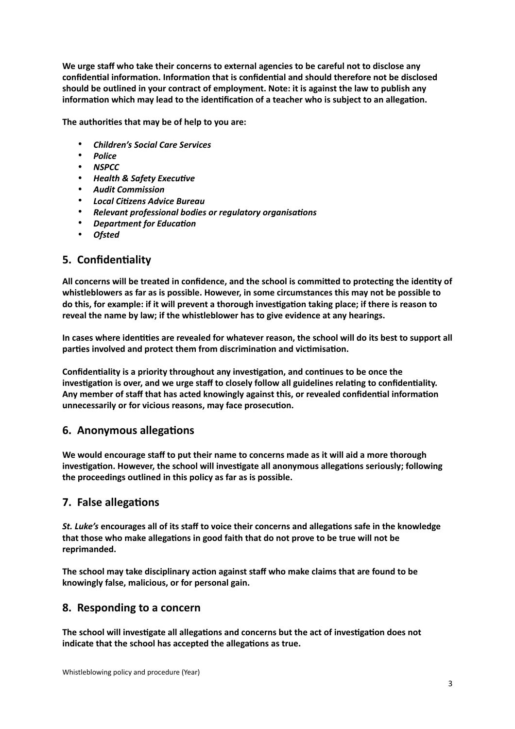**We urge staff who take their concerns to external agencies to be careful not to disclose any confidential information. Information that is confidential and should therefore not be disclosed should be outlined in your contract of employment. Note: it is against the law to publish any information which may lead to the identification of a teacher who is subject to an allegation.**

**The authorities that may be of help to you are:**

- ***Children's Social Care Services***
- ***Police***
- ***NSPCC***
- ***Health & Safety Executive***
- ***Audit Commission***
- ***Local Citizens Advice Bureau***
- ***Relevant professional bodies or regulatory organisations***
- ***Department for Education***
- ***Ofsted***

## 5. Confidentiality

**All concerns will be treated in confidence, and the school is committed to protecting the identity of whistleblowers as far as is possible. However, in some circumstances this may not be possible to do this, for example: if it will prevent a thorough investigation taking place; if there is reason to reveal the name by law; if the whistleblower has to give evidence at any hearings.**

**In cases where identities are revealed for whatever reason, the school will do its best to support all parties involved and protect them from discrimination and victimisation.**

**Confidentiality is a priority throughout any investigation, and continues to be once the investigation is over, and we urge staff to closely follow all guidelines relating to confidentiality. Any member of staff that has acted knowingly against this, or revealed confidential information unnecessarily or for vicious reasons, may face prosecution.**

## 6. Anonymous allegations

**We would encourage staff to put their name to concerns made as it will aid a more thorough investigation. However, the school will investigate all anonymous allegations seriously; following the proceedings outlined in this policy as far as is possible.**

## 7. False allegations

***St. Luke's* encourages all of its staff to voice their concerns and allegations safe in the knowledge that those who make allegations in good faith that do not prove to be true will not be reprimanded.**

**The school may take disciplinary action against staff who make claims that are found to be knowingly false, malicious, or for personal gain.**

## 8. Responding to a concern

**The school will investigate all allegations and concerns but the act of investigation does not indicate that the school has accepted the allegations as true.**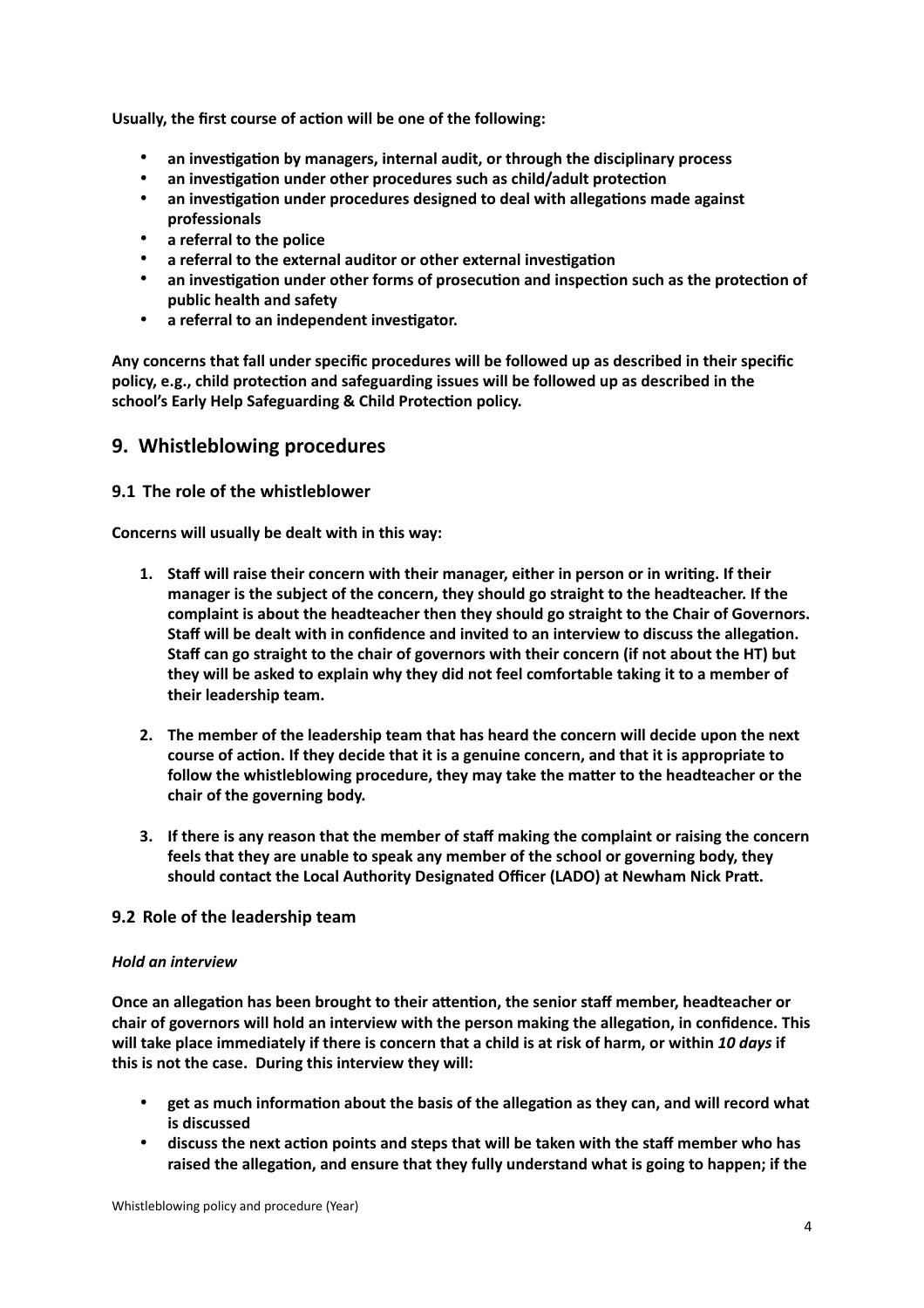**Usually, the first course of action will be one of the following:**

- **an investigation by managers, internal audit, or through the disciplinary process**
- **an investigation under other procedures such as child/adult protection**
- **an investigation under procedures designed to deal with allegations made against professionals**
- **a referral to the police**
- **a referral to the external auditor or other external investigation**
- **an investigation under other forms of prosecution and inspection such as the protection of public health and safety**
- **a referral to an independent investigator.**

**Any concerns that fall under specific procedures will be followed up as described in their specific policy, e.g., child protection and safeguarding issues will be followed up as described in the school's Early Help Safeguarding & Child Protection policy.**

## 9. Whistleblowing procedures

### 9.1 The role of the whistleblower

**Concerns will usually be dealt with in this way:**

1. **Staff will raise their concern with their manager, either in person or in writing. If their manager is the subject of the concern, they should go straight to the headteacher. If the complaint is about the headteacher then they should go straight to the Chair of Governors. Staff will be dealt with in confidence and invited to an interview to discuss the allegation. Staff can go straight to the chair of governors with their concern (if not about the HT) but they will be asked to explain why they did not feel comfortable taking it to a member of their leadership team.**

2. **The member of the leadership team that has heard the concern will decide upon the next course of action. If they decide that it is a genuine concern, and that it is appropriate to follow the whistleblowing procedure, they may take the matter to the headteacher or the chair of the governing body.**

3. **If there is any reason that the member of staff making the complaint or raising the concern feels that they are unable to speak any member of the school or governing body, they should contact the Local Authority Designated Officer (LADO) at Newham Nick Pratt.**

### 9.2 Role of the leadership team

***Hold an interview***

**Once an allegation has been brought to their attention, the senior staff member, headteacher or chair of governors will hold an interview with the person making the allegation, in confidence. This will take place immediately if there is concern that a child is at risk of harm, or within *10 days* if this is not the case. During this interview they will:**

- **get as much information about the basis of the allegation as they can, and will record what is discussed**
- **discuss the next action points and steps that will be taken with the staff member who has raised the allegation, and ensure that they fully understand what is going to happen; if the**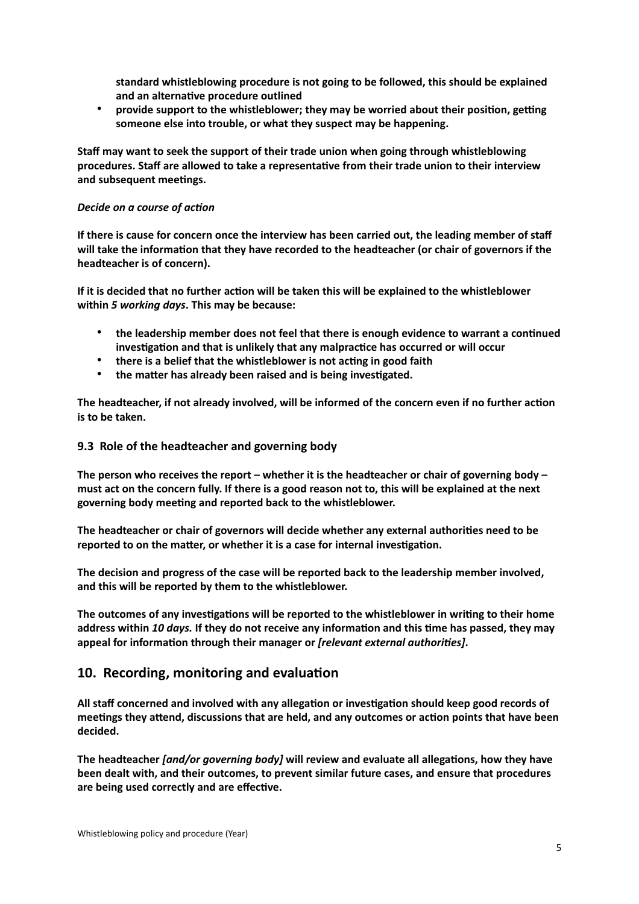**standard whistleblowing procedure is not going to be followed, this should be explained and an alternative procedure outlined**

- **provide support to the whistleblower; they may be worried about their position, getting someone else into trouble, or what they suspect may be happening.**

**Staff may want to seek the support of their trade union when going through whistleblowing procedures. Staff are allowed to take a representative from their trade union to their interview and subsequent meetings.**

***Decide on a course of action***

**If there is cause for concern once the interview has been carried out, the leading member of staff will take the information that they have recorded to the headteacher (or chair of governors if the headteacher is of concern).**

**If it is decided that no further action will be taken this will be explained to the whistleblower within *5 working days*. This may be because:**

- **the leadership member does not feel that there is enough evidence to warrant a continued investigation and that is unlikely that any malpractice has occurred or will occur**
- **there is a belief that the whistleblower is not acting in good faith**
- **the matter has already been raised and is being investigated.**

**The headteacher, if not already involved, will be informed of the concern even if no further action is to be taken.**

### 9.3 Role of the headteacher and governing body

**The person who receives the report – whether it is the headteacher or chair of governing body – must act on the concern fully. If there is a good reason not to, this will be explained at the next governing body meeting and reported back to the whistleblower.**

**The headteacher or chair of governors will decide whether any external authorities need to be reported to on the matter, or whether it is a case for internal investigation.**

**The decision and progress of the case will be reported back to the leadership member involved, and this will be reported by them to the whistleblower.**

**The outcomes of any investigations will be reported to the whistleblower in writing to their home address within *10 days.* If they do not receive any information and this time has passed, they may appeal for information through their manager or *[relevant external authorities]*.**

## 10. Recording, monitoring and evaluation

**All staff concerned and involved with any allegation or investigation should keep good records of meetings they attend, discussions that are held, and any outcomes or action points that have been decided.**

**The headteacher *[and/or governing body]* will review and evaluate all allegations, how they have been dealt with, and their outcomes, to prevent similar future cases, and ensure that procedures are being used correctly and are effective.**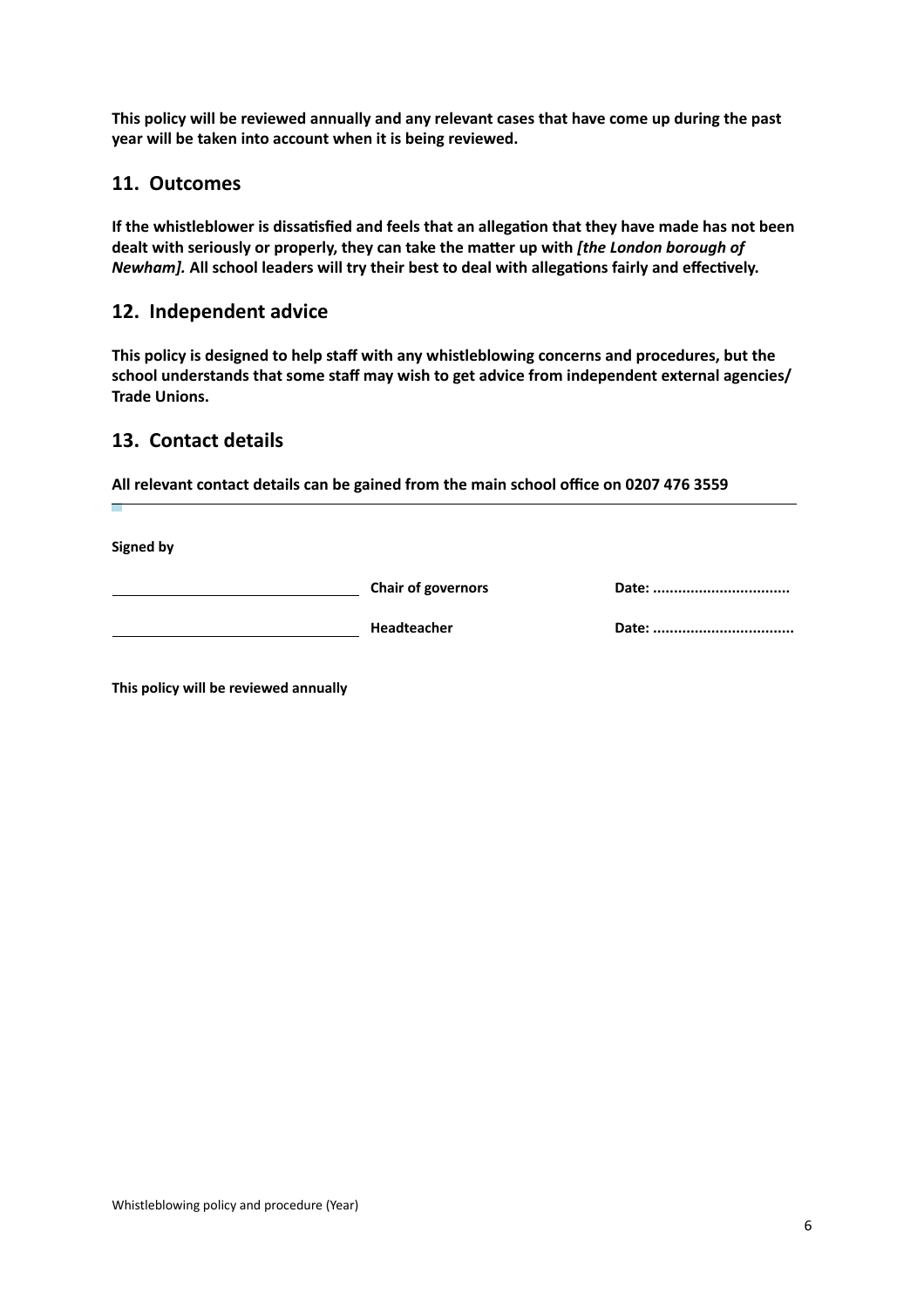**This policy will be reviewed annually and any relevant cases that have come up during the past year will be taken into account when it is being reviewed.**

## 11. Outcomes

**If the whistleblower is dissatisfied and feels that an allegation that they have made has not been dealt with seriously or properly, they can take the matter up with *[the London borough of Newham].* All school leaders will try their best to deal with allegations fairly and effectively.**

## 12. Independent advice

**This policy is designed to help staff with any whistleblowing concerns and procedures, but the school understands that some staff may wish to get advice from independent external agencies/ Trade Unions.**

## 13. Contact details

**All relevant contact details can be gained from the main school office on 0207 476 3559**

---

**Signed by**

| | | |
|---|---|---|
| ______________________________ | **Chair of governors** | **Date: ................................** |
| ______________________________ | **Headteacher** | **Date: .................................** |

**This policy will be reviewed annually**